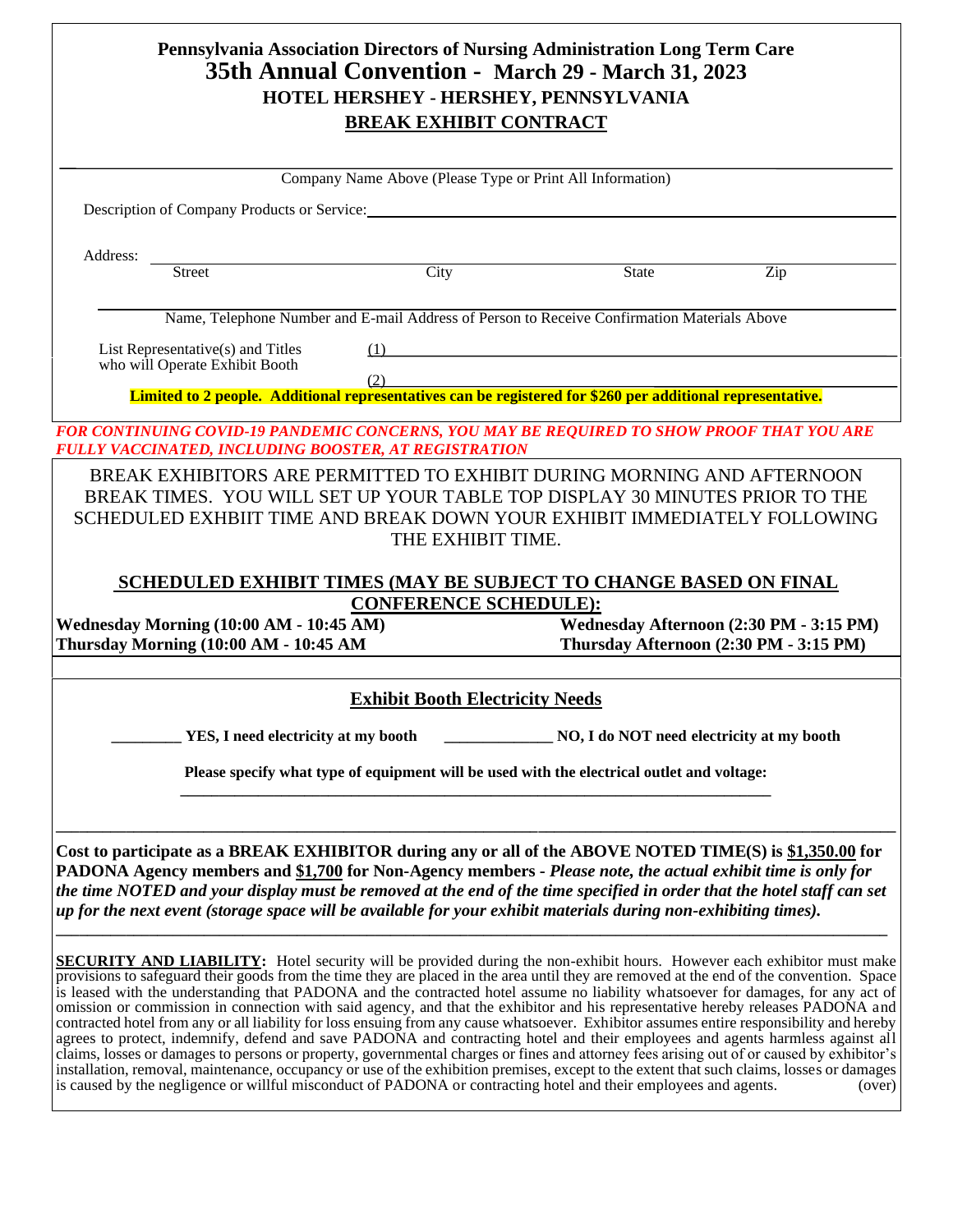# Pennsylvania Association Directors of Nursing Administration Long Term Care

## 35th Annual Convention - March 29 - March 31, 2023

### HOTEL HERSHEY - HERSHEY, PENNSYLVANIA

### BREAK EXHIBIT CONTRACT

\_\_\_\_\_\_\_\_\_\_\_\_\_\_\_\_\_\_\_\_\_\_\_\_\_\_\_\_\_\_\_\_\_\_\_\_\_\_\_\_\_\_\_\_\_\_\_\_\_\_\_\_\_\_\_\_\_\_\_\_

Company Name Above (Please Type or Print All Information)

Description of Company Products or Service: \_\_\_\_\_\_\_\_\_\_\_\_\_\_\_\_\_\_\_\_\_\_\_\_\_\_\_\_\_\_\_\_\_\_\_\_\_\_\_\_

Address: \_\_\_\_\_\_\_\_\_\_\_\_\_\_\_\_\_\_\_\_\_\_\_\_\_\_\_\_\_\_\_\_\_\_\_\_\_\_\_\_\_\_\_\_\_\_\_\_\_\_\_\_\_\_\_\_\_\_\_\_

Street City State Zip

\_\_\_\_\_\_\_\_\_\_\_\_\_\_\_\_\_\_\_\_\_\_\_\_\_\_\_\_\_\_\_\_\_\_\_\_\_\_\_\_\_\_\_\_\_\_\_\_\_\_\_\_\_\_\_\_\_\_\_\_

Name, Telephone Number and E-mail Address of Person to Receive Confirmation Materials Above

List Representative(s) and Titles who will Operate Exhibit Booth

(1) \_\_\_\_\_\_\_\_\_\_\_\_\_\_\_\_\_\_\_\_\_\_\_\_\_\_\_\_\_\_\_\_\_\_\_\_\_\_\_\_

(2) \_\_\_\_\_\_\_\_\_\_\_\_\_\_\_\_\_\_\_\_\_\_\_\_\_\_\_\_\_\_\_\_\_\_\_\_\_\_\_\_

**Limited to 2 people. Additional representatives can be registered for $260 per additional representative.**

***FOR CONTINUING COVID-19 PANDEMIC CONCERNS, YOU MAY BE REQUIRED TO SHOW PROOF THAT YOU ARE FULLY VACCINATED, INCLUDING BOOSTER, AT REGISTRATION***

BREAK EXHIBITORS ARE PERMITTED TO EXHIBIT DURING MORNING AND AFTERNOON BREAK TIMES. YOU WILL SET UP YOUR TABLE TOP DISPLAY 30 MINUTES PRIOR TO THE SCHEDULED EXHBIIT TIME AND BREAK DOWN YOUR EXHIBIT IMMEDIATELY FOLLOWING THE EXHIBIT TIME.

**SCHEDULED EXHIBIT TIMES (MAY BE SUBJECT TO CHANGE BASED ON FINAL CONFERENCE SCHEDULE):**

**Wednesday Morning (10:00 AM - 10:45 AM)**
**Thursday Morning (10:00 AM - 10:45 AM**
**Wednesday Afternoon (2:30 PM - 3:15 PM)**
**Thursday Afternoon (2:30 PM - 3:15 PM)**

**Exhibit Booth Electricity Needs**

**\_\_\_\_\_\_\_\_\_ YES, I need electricity at my booth** **\_\_\_\_\_\_\_\_\_\_\_\_\_\_ NO, I do NOT need electricity at my booth**

**Please specify what type of equipment will be used with the electrical outlet and voltage:**

\_\_\_\_\_\_\_\_\_\_\_\_\_\_\_\_\_\_\_\_\_\_\_\_\_\_\_\_\_\_\_\_\_\_\_\_\_\_\_\_\_\_\_\_\_\_\_\_\_\_\_\_\_\_\_\_\_\_\_\_

**Cost to participate as a BREAK EXHIBITOR during any or all of the ABOVE NOTED TIME(S) is $1,350.00 for PADONA Agency members and $1,700 for Non-Agency members** - ***Please note, the actual exhibit time is only for the time NOTED and your display must be removed at the end of the time specified in order that the hotel staff can set up for the next event (storage space will be available for your exhibit materials during non-exhibiting times).***

**SECURITY AND LIABILITY:** Hotel security will be provided during the non-exhibit hours. However each exhibitor must make provisions to safeguard their goods from the time they are placed in the area until they are removed at the end of the convention. Space is leased with the understanding that PADONA and the contracted hotel assume no liability whatsoever for damages, for any act of omission or commission in connection with said agency, and that the exhibitor and his representative hereby releases PADONA and contracted hotel from any or all liability for loss ensuing from any cause whatsoever. Exhibitor assumes entire responsibility and hereby agrees to protect, indemnify, defend and save PADONA and contracting hotel and their employees and agents harmless against all claims, losses or damages to persons or property, governmental charges or fines and attorney fees arising out of or caused by exhibitor's installation, removal, maintenance, occupancy or use of the exhibition premises, except to the extent that such claims, losses or damages is caused by the negligence or willful misconduct of PADONA or contracting hotel and their employees and agents. (over)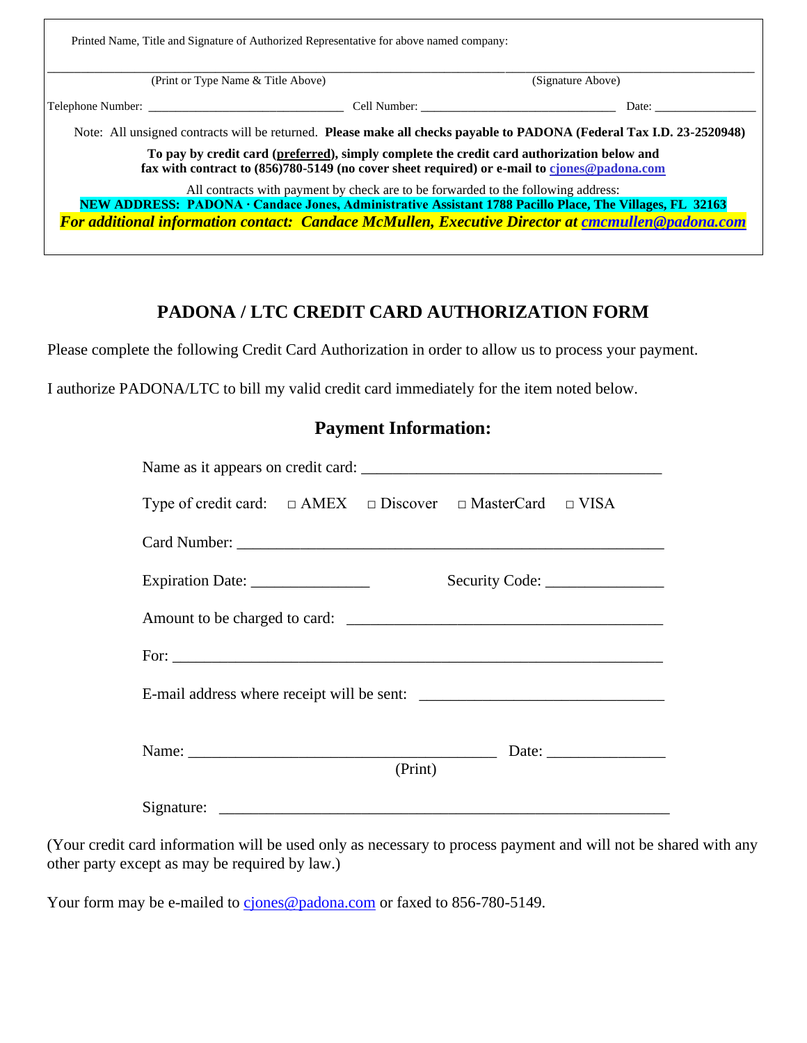Printed Name, Title and Signature of Authorized Representative for above named company:

\_\_\_\_\_\_\_\_\_\_\_\_\_\_\_\_\_\_\_\_\_\_\_\_\_\_\_\_\_\_\_\_\_\_\_\_\_\_\_\_\_\_\_\_\_\_\_\_\_\_\_\_\_\_\_\_\_\_\_\_\_\_\_\_\_\_\_\_\_\_\_\_\_\_\_\_\_\_\_\_

(Print or Type Name & Title Above) (Signature Above)

Telephone Number: \_\_\_\_\_\_\_\_\_\_\_\_\_\_\_\_\_\_\_\_\_\_\_\_\_\_\_\_\_\_ Cell Number: \_\_\_\_\_\_\_\_\_\_\_\_\_\_\_\_\_\_\_\_\_\_\_\_\_\_\_\_\_\_ Date: \_\_\_\_\_\_\_\_\_\_\_\_\_\_\_\_

Note: All unsigned contracts will be returned. **Please make all checks payable to PADONA (Federal Tax I.D. 23-2520948)**

**To pay by credit card (preferred), simply complete the credit card authorization below and fax with contract to (856)780-5149 (no cover sheet required) or e-mail to cjones@padona.com**

All contracts with payment by check are to be forwarded to the following address:
**NEW ADDRESS: PADONA · Candace Jones, Administrative Assistant 1788 Pacillo Place, The Villages, FL 32163**
***For additional information contact: Candace McMullen, Executive Director at cmcmullen@padona.com***

## PADONA / LTC CREDIT CARD AUTHORIZATION FORM

Please complete the following Credit Card Authorization in order to allow us to process your payment.

I authorize PADONA/LTC to bill my valid credit card immediately for the item noted below.

### Payment Information:

Name as it appears on credit card: \_\_\_\_\_\_\_\_\_\_\_\_\_\_\_\_\_\_\_\_\_\_\_\_\_\_\_\_\_\_\_\_\_\_\_\_\_\_

Type of credit card: □ AMEX □ Discover □ MasterCard □ VISA

Card Number: \_\_\_\_\_\_\_\_\_\_\_\_\_\_\_\_\_\_\_\_\_\_\_\_\_\_\_\_\_\_\_\_\_\_\_\_\_\_\_\_\_\_\_\_\_\_\_\_\_\_\_\_

Expiration Date: \_\_\_\_\_\_\_\_\_\_\_\_\_\_\_ Security Code: \_\_\_\_\_\_\_\_\_\_\_\_\_\_\_

Amount to be charged to card: \_\_\_\_\_\_\_\_\_\_\_\_\_\_\_\_\_\_\_\_\_\_\_\_\_\_\_\_\_\_\_\_\_\_\_\_\_\_\_\_

For: \_\_\_\_\_\_\_\_\_\_\_\_\_\_\_\_\_\_\_\_\_\_\_\_\_\_\_\_\_\_\_\_\_\_\_\_\_\_\_\_\_\_\_\_\_\_\_\_\_\_\_\_\_\_\_\_\_\_\_\_

E-mail address where receipt will be sent: \_\_\_\_\_\_\_\_\_\_\_\_\_\_\_\_\_\_\_\_\_\_\_\_\_\_\_\_\_\_\_

Name: \_\_\_\_\_\_\_\_\_\_\_\_\_\_\_\_\_\_\_\_\_\_\_\_\_\_\_\_\_\_\_\_\_\_\_\_\_\_\_ Date: \_\_\_\_\_\_\_\_\_\_\_\_\_\_\_
(Print)

Signature: \_\_\_\_\_\_\_\_\_\_\_\_\_\_\_\_\_\_\_\_\_\_\_\_\_\_\_\_\_\_\_\_\_\_\_\_\_\_\_\_\_\_\_\_\_\_\_\_\_\_\_\_\_\_\_\_\_

(Your credit card information will be used only as necessary to process payment and will not be shared with any other party except as may be required by law.)

Your form may be e-mailed to cjones@padona.com or faxed to 856-780-5149.